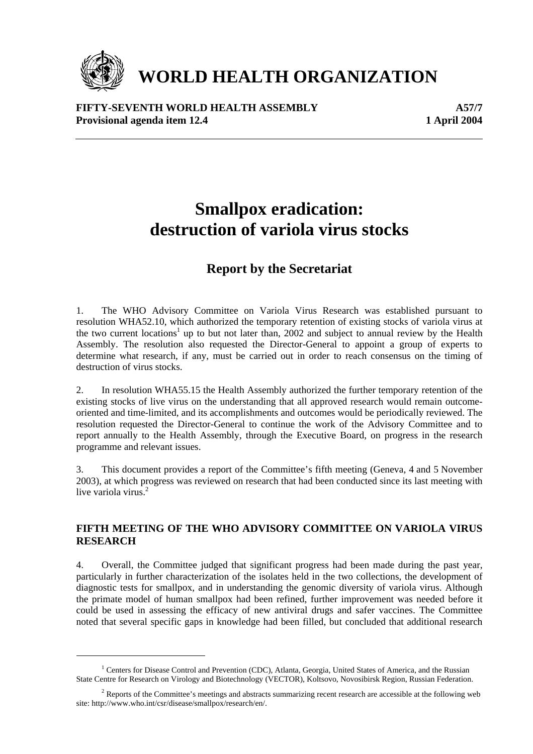# WORLD HEALTH ORGANIZATION

**FIFTY-SEVENTH WORLD HEALTH ASSEMBLY** **A57/7**
**Provisional agenda item 12.4** **1 April 2004**

# Smallpox eradication: destruction of variola virus stocks

## Report by the Secretariat

1. The WHO Advisory Committee on Variola Virus Research was established pursuant to resolution WHA52.10, which authorized the temporary retention of existing stocks of variola virus at the two current locations[1] up to but not later than, 2002 and subject to annual review by the Health Assembly. The resolution also requested the Director-General to appoint a group of experts to determine what research, if any, must be carried out in order to reach consensus on the timing of destruction of virus stocks.

2. In resolution WHA55.15 the Health Assembly authorized the further temporary retention of the existing stocks of live virus on the understanding that all approved research would remain outcome-oriented and time-limited, and its accomplishments and outcomes would be periodically reviewed. The resolution requested the Director-General to continue the work of the Advisory Committee and to report annually to the Health Assembly, through the Executive Board, on progress in the research programme and relevant issues.

3. This document provides a report of the Committee's fifth meeting (Geneva, 4 and 5 November 2003), at which progress was reviewed on research that had been conducted since its last meeting with live variola virus.[2]

### FIFTH MEETING OF THE WHO ADVISORY COMMITTEE ON VARIOLA VIRUS RESEARCH

4. Overall, the Committee judged that significant progress had been made during the past year, particularly in further characterization of the isolates held in the two collections, the development of diagnostic tests for smallpox, and in understanding the genomic diversity of variola virus. Although the primate model of human smallpox had been refined, further improvement was needed before it could be used in assessing the efficacy of new antiviral drugs and safer vaccines. The Committee noted that several specific gaps in knowledge had been filled, but concluded that additional research

[1] Centers for Disease Control and Prevention (CDC), Atlanta, Georgia, United States of America, and the Russian State Centre for Research on Virology and Biotechnology (VECTOR), Koltsovo, Novosibirsk Region, Russian Federation.

[2] Reports of the Committee's meetings and abstracts summarizing recent research are accessible at the following web site: http://www.who.int/csr/disease/smallpox/research/en/.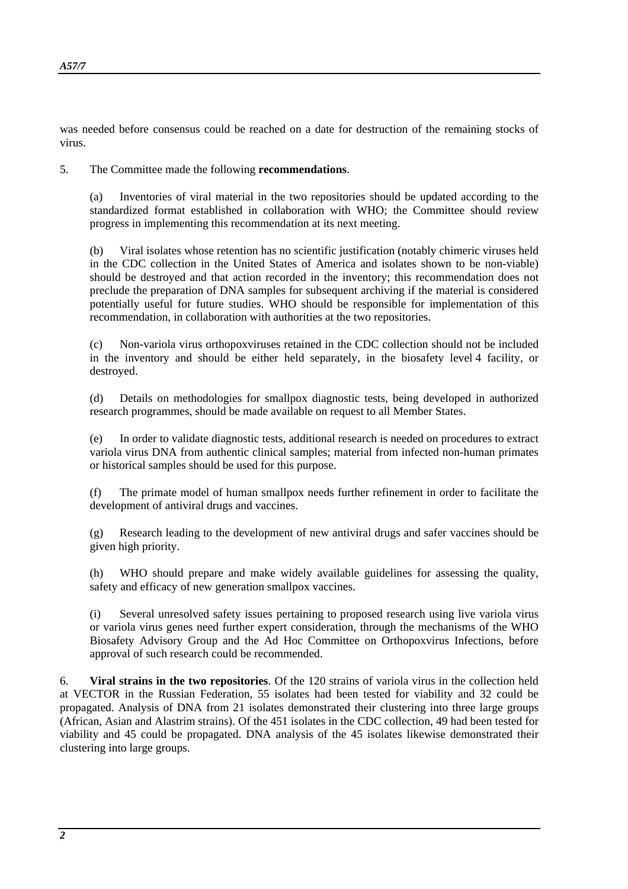was needed before consensus could be reached on a date for destruction of the remaining stocks of virus.

5. The Committee made the following **recommendations**.

(a) Inventories of viral material in the two repositories should be updated according to the standardized format established in collaboration with WHO; the Committee should review progress in implementing this recommendation at its next meeting.

(b) Viral isolates whose retention has no scientific justification (notably chimeric viruses held in the CDC collection in the United States of America and isolates shown to be non-viable) should be destroyed and that action recorded in the inventory; this recommendation does not preclude the preparation of DNA samples for subsequent archiving if the material is considered potentially useful for future studies. WHO should be responsible for implementation of this recommendation, in collaboration with authorities at the two repositories.

(c) Non-variola virus orthopoxviruses retained in the CDC collection should not be included in the inventory and should be either held separately, in the biosafety level 4 facility, or destroyed.

(d) Details on methodologies for smallpox diagnostic tests, being developed in authorized research programmes, should be made available on request to all Member States.

(e) In order to validate diagnostic tests, additional research is needed on procedures to extract variola virus DNA from authentic clinical samples; material from infected non-human primates or historical samples should be used for this purpose.

(f) The primate model of human smallpox needs further refinement in order to facilitate the development of antiviral drugs and vaccines.

(g) Research leading to the development of new antiviral drugs and safer vaccines should be given high priority.

(h) WHO should prepare and make widely available guidelines for assessing the quality, safety and efficacy of new generation smallpox vaccines.

(i) Several unresolved safety issues pertaining to proposed research using live variola virus or variola virus genes need further expert consideration, through the mechanisms of the WHO Biosafety Advisory Group and the Ad Hoc Committee on Orthopoxvirus Infections, before approval of such research could be recommended.

6. **Viral strains in the two repositories**. Of the 120 strains of variola virus in the collection held at VECTOR in the Russian Federation, 55 isolates had been tested for viability and 32 could be propagated. Analysis of DNA from 21 isolates demonstrated their clustering into three large groups (African, Asian and Alastrim strains). Of the 451 isolates in the CDC collection, 49 had been tested for viability and 45 could be propagated. DNA analysis of the 45 isolates likewise demonstrated their clustering into large groups.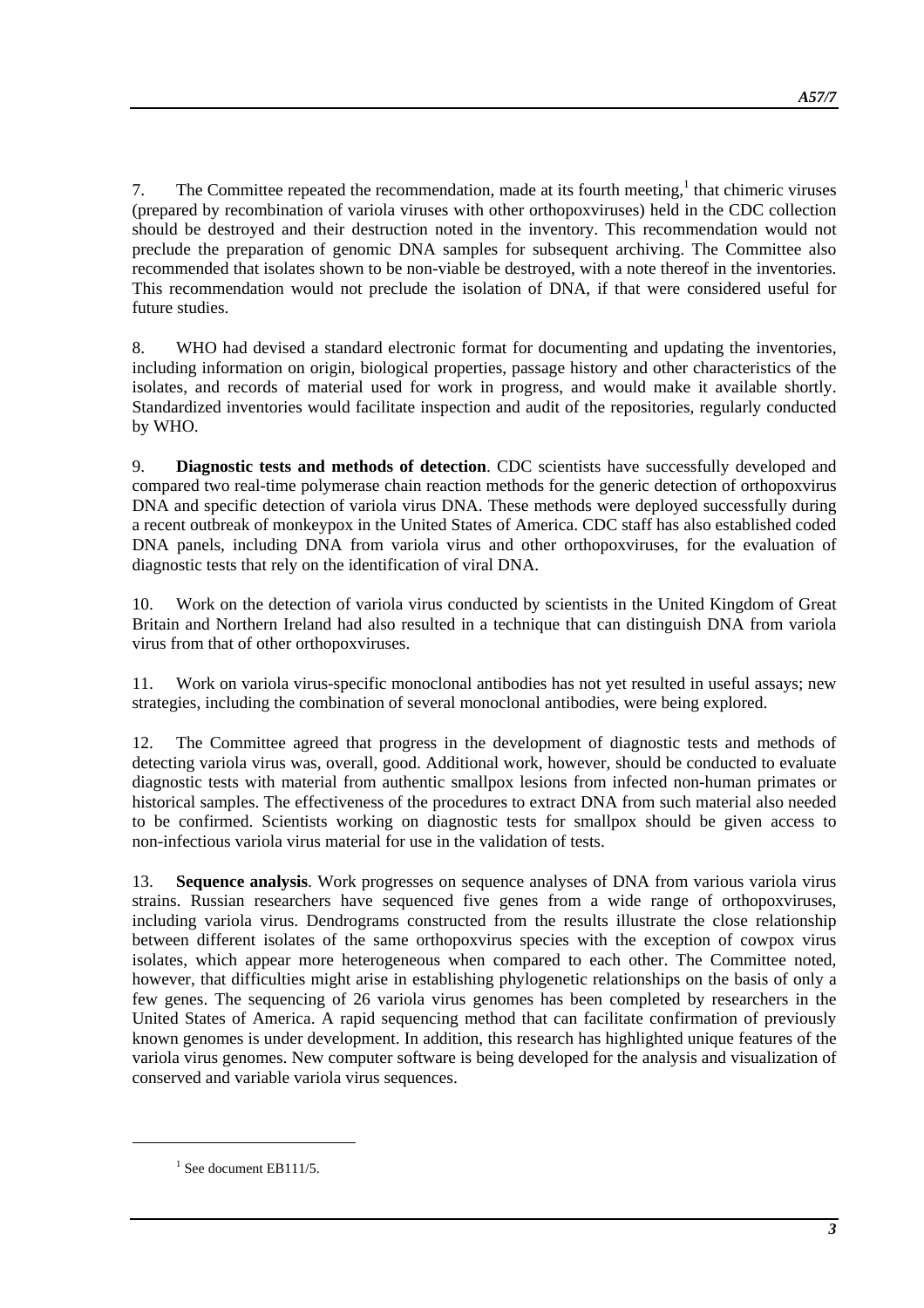7. The Committee repeated the recommendation, made at its fourth meeting,[1] that chimeric viruses (prepared by recombination of variola viruses with other orthopoxviruses) held in the CDC collection should be destroyed and their destruction noted in the inventory. This recommendation would not preclude the preparation of genomic DNA samples for subsequent archiving. The Committee also recommended that isolates shown to be non-viable be destroyed, with a note thereof in the inventories. This recommendation would not preclude the isolation of DNA, if that were considered useful for future studies.

8. WHO had devised a standard electronic format for documenting and updating the inventories, including information on origin, biological properties, passage history and other characteristics of the isolates, and records of material used for work in progress, and would make it available shortly. Standardized inventories would facilitate inspection and audit of the repositories, regularly conducted by WHO.

9. **Diagnostic tests and methods of detection**. CDC scientists have successfully developed and compared two real-time polymerase chain reaction methods for the generic detection of orthopoxvirus DNA and specific detection of variola virus DNA. These methods were deployed successfully during a recent outbreak of monkeypox in the United States of America. CDC staff has also established coded DNA panels, including DNA from variola virus and other orthopoxviruses, for the evaluation of diagnostic tests that rely on the identification of viral DNA.

10. Work on the detection of variola virus conducted by scientists in the United Kingdom of Great Britain and Northern Ireland had also resulted in a technique that can distinguish DNA from variola virus from that of other orthopoxviruses.

11. Work on variola virus-specific monoclonal antibodies has not yet resulted in useful assays; new strategies, including the combination of several monoclonal antibodies, were being explored.

12. The Committee agreed that progress in the development of diagnostic tests and methods of detecting variola virus was, overall, good. Additional work, however, should be conducted to evaluate diagnostic tests with material from authentic smallpox lesions from infected non-human primates or historical samples. The effectiveness of the procedures to extract DNA from such material also needed to be confirmed. Scientists working on diagnostic tests for smallpox should be given access to non-infectious variola virus material for use in the validation of tests.

13. **Sequence analysis**. Work progresses on sequence analyses of DNA from various variola virus strains. Russian researchers have sequenced five genes from a wide range of orthopoxviruses, including variola virus. Dendrograms constructed from the results illustrate the close relationship between different isolates of the same orthopoxvirus species with the exception of cowpox virus isolates, which appear more heterogeneous when compared to each other. The Committee noted, however, that difficulties might arise in establishing phylogenetic relationships on the basis of only a few genes. The sequencing of 26 variola virus genomes has been completed by researchers in the United States of America. A rapid sequencing method that can facilitate confirmation of previously known genomes is under development. In addition, this research has highlighted unique features of the variola virus genomes. New computer software is being developed for the analysis and visualization of conserved and variable variola virus sequences.

[1] See document EB111/5.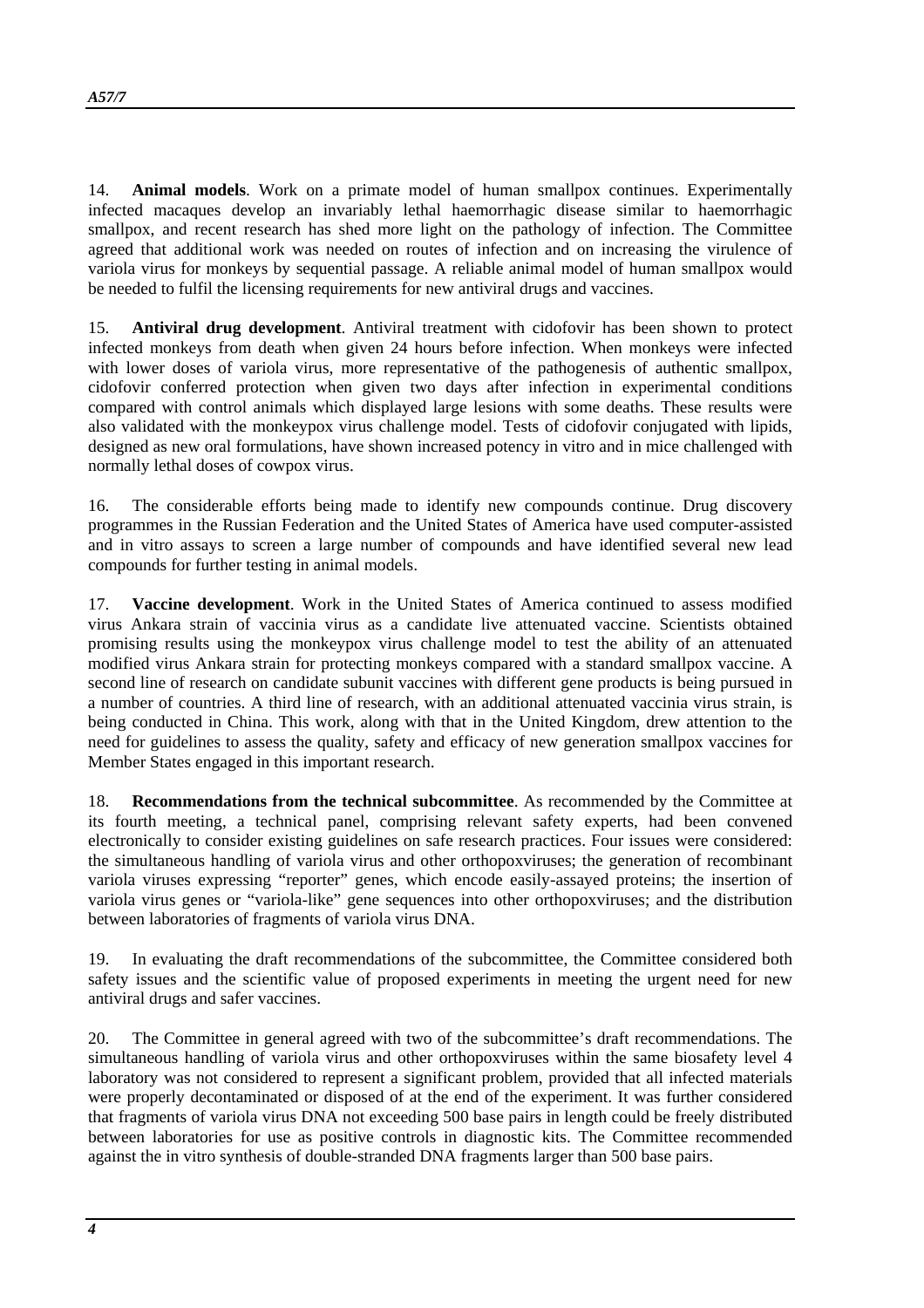14. **Animal models**. Work on a primate model of human smallpox continues. Experimentally infected macaques develop an invariably lethal haemorrhagic disease similar to haemorrhagic smallpox, and recent research has shed more light on the pathology of infection. The Committee agreed that additional work was needed on routes of infection and on increasing the virulence of variola virus for monkeys by sequential passage. A reliable animal model of human smallpox would be needed to fulfil the licensing requirements for new antiviral drugs and vaccines.

15. **Antiviral drug development**. Antiviral treatment with cidofovir has been shown to protect infected monkeys from death when given 24 hours before infection. When monkeys were infected with lower doses of variola virus, more representative of the pathogenesis of authentic smallpox, cidofovir conferred protection when given two days after infection in experimental conditions compared with control animals which displayed large lesions with some deaths. These results were also validated with the monkeypox virus challenge model. Tests of cidofovir conjugated with lipids, designed as new oral formulations, have shown increased potency in vitro and in mice challenged with normally lethal doses of cowpox virus.

16. The considerable efforts being made to identify new compounds continue. Drug discovery programmes in the Russian Federation and the United States of America have used computer-assisted and in vitro assays to screen a large number of compounds and have identified several new lead compounds for further testing in animal models.

17. **Vaccine development**. Work in the United States of America continued to assess modified virus Ankara strain of vaccinia virus as a candidate live attenuated vaccine. Scientists obtained promising results using the monkeypox virus challenge model to test the ability of an attenuated modified virus Ankara strain for protecting monkeys compared with a standard smallpox vaccine. A second line of research on candidate subunit vaccines with different gene products is being pursued in a number of countries. A third line of research, with an additional attenuated vaccinia virus strain, is being conducted in China. This work, along with that in the United Kingdom, drew attention to the need for guidelines to assess the quality, safety and efficacy of new generation smallpox vaccines for Member States engaged in this important research.

18. **Recommendations from the technical subcommittee**. As recommended by the Committee at its fourth meeting, a technical panel, comprising relevant safety experts, had been convened electronically to consider existing guidelines on safe research practices. Four issues were considered: the simultaneous handling of variola virus and other orthopoxviruses; the generation of recombinant variola viruses expressing "reporter" genes, which encode easily-assayed proteins; the insertion of variola virus genes or "variola-like" gene sequences into other orthopoxviruses; and the distribution between laboratories of fragments of variola virus DNA.

19. In evaluating the draft recommendations of the subcommittee, the Committee considered both safety issues and the scientific value of proposed experiments in meeting the urgent need for new antiviral drugs and safer vaccines.

20. The Committee in general agreed with two of the subcommittee's draft recommendations. The simultaneous handling of variola virus and other orthopoxviruses within the same biosafety level 4 laboratory was not considered to represent a significant problem, provided that all infected materials were properly decontaminated or disposed of at the end of the experiment. It was further considered that fragments of variola virus DNA not exceeding 500 base pairs in length could be freely distributed between laboratories for use as positive controls in diagnostic kits. The Committee recommended against the in vitro synthesis of double-stranded DNA fragments larger than 500 base pairs.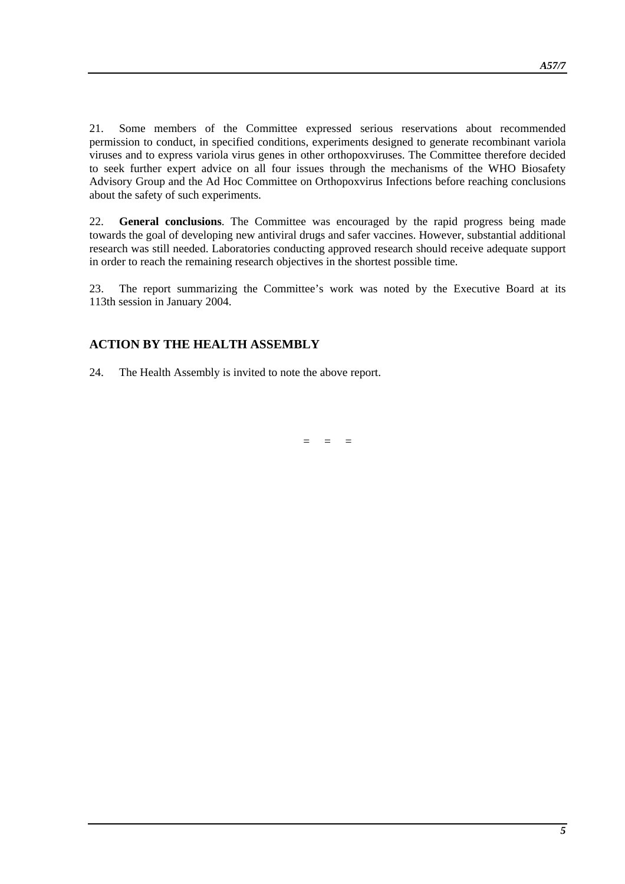21. Some members of the Committee expressed serious reservations about recommended permission to conduct, in specified conditions, experiments designed to generate recombinant variola viruses and to express variola virus genes in other orthopoxviruses. The Committee therefore decided to seek further expert advice on all four issues through the mechanisms of the WHO Biosafety Advisory Group and the Ad Hoc Committee on Orthopoxvirus Infections before reaching conclusions about the safety of such experiments.

22. **General conclusions**. The Committee was encouraged by the rapid progress being made towards the goal of developing new antiviral drugs and safer vaccines. However, substantial additional research was still needed. Laboratories conducting approved research should receive adequate support in order to reach the remaining research objectives in the shortest possible time.

23. The report summarizing the Committee's work was noted by the Executive Board at its 113th session in January 2004.

## ACTION BY THE HEALTH ASSEMBLY

24. The Health Assembly is invited to note the above report.

= = =